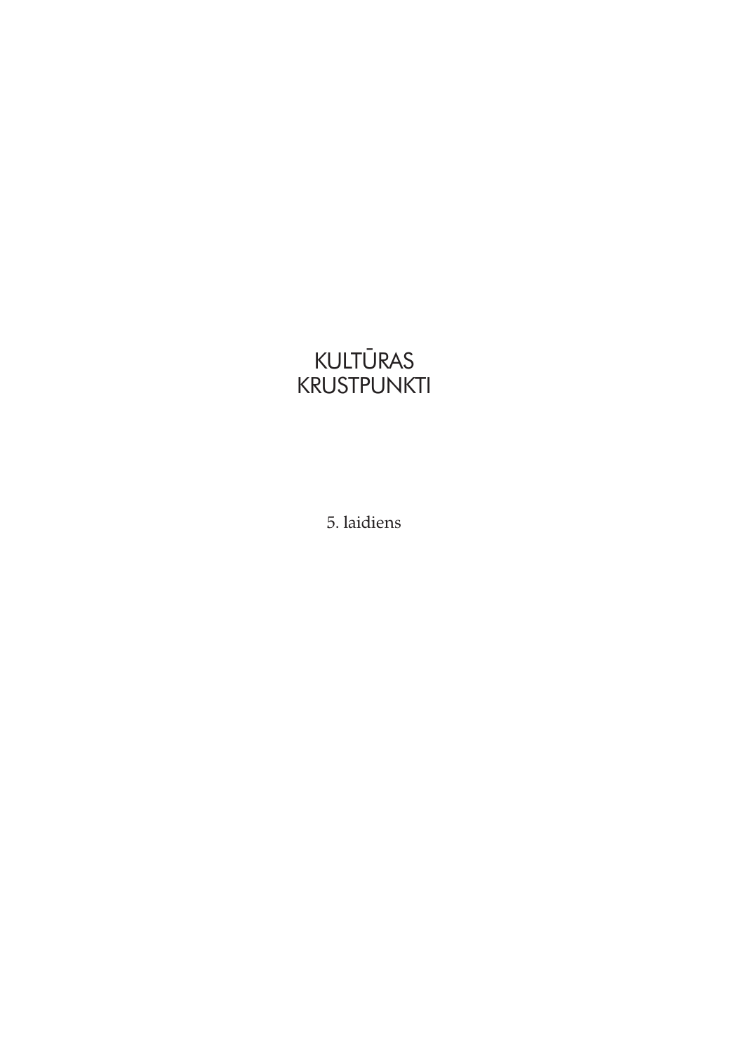# KULTŪRAS KRUSTPUNKTI

5. laidiens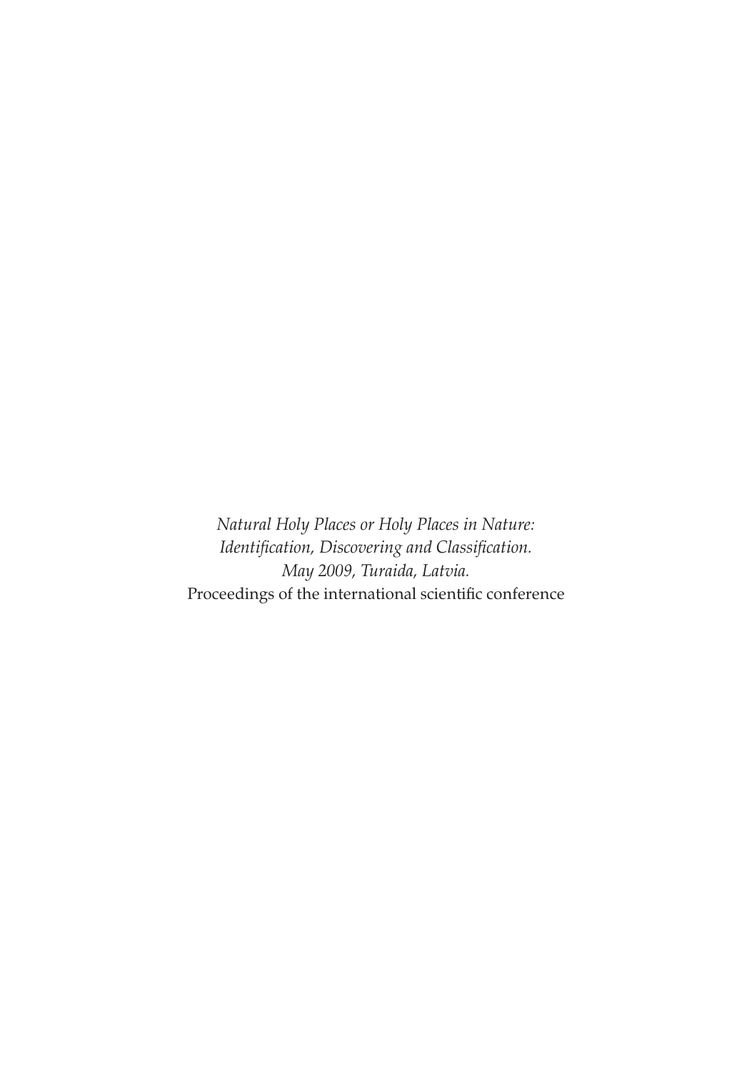*Natural Holy Places or Holy Places in Nature:*
*Identification, Discovering and Classification.*
*May 2009, Turaida, Latvia.*
Proceedings of the international scientific conference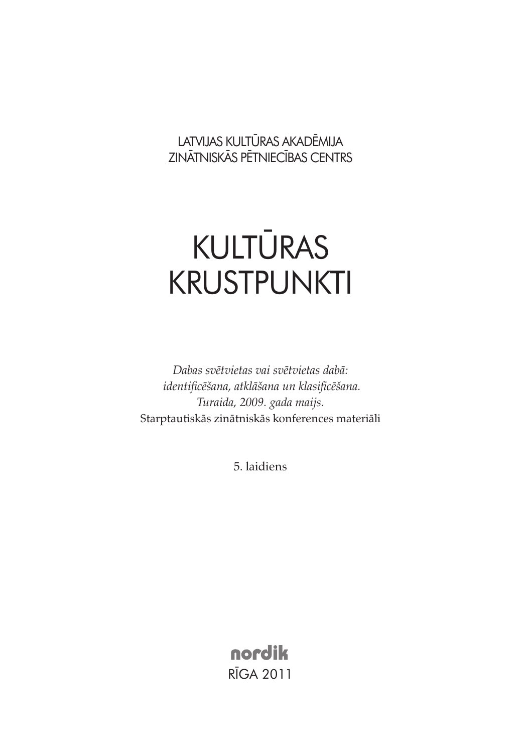LATVIJAS KULTŪRAS AKADĒMIJA
ZINĀTNISKĀS PĒTNIECĪBAS CENTRS

# KULTŪRAS KRUSTPUNKTI

*Dabas svētvietas vai svētvietas dabā: identificēšana, atklāšana un klasificēšana. Turaida, 2009. gada maijs.*
Starptautiskās zinātniskās konferences materiāli

5. laidiens

nordik
RĪGA 2011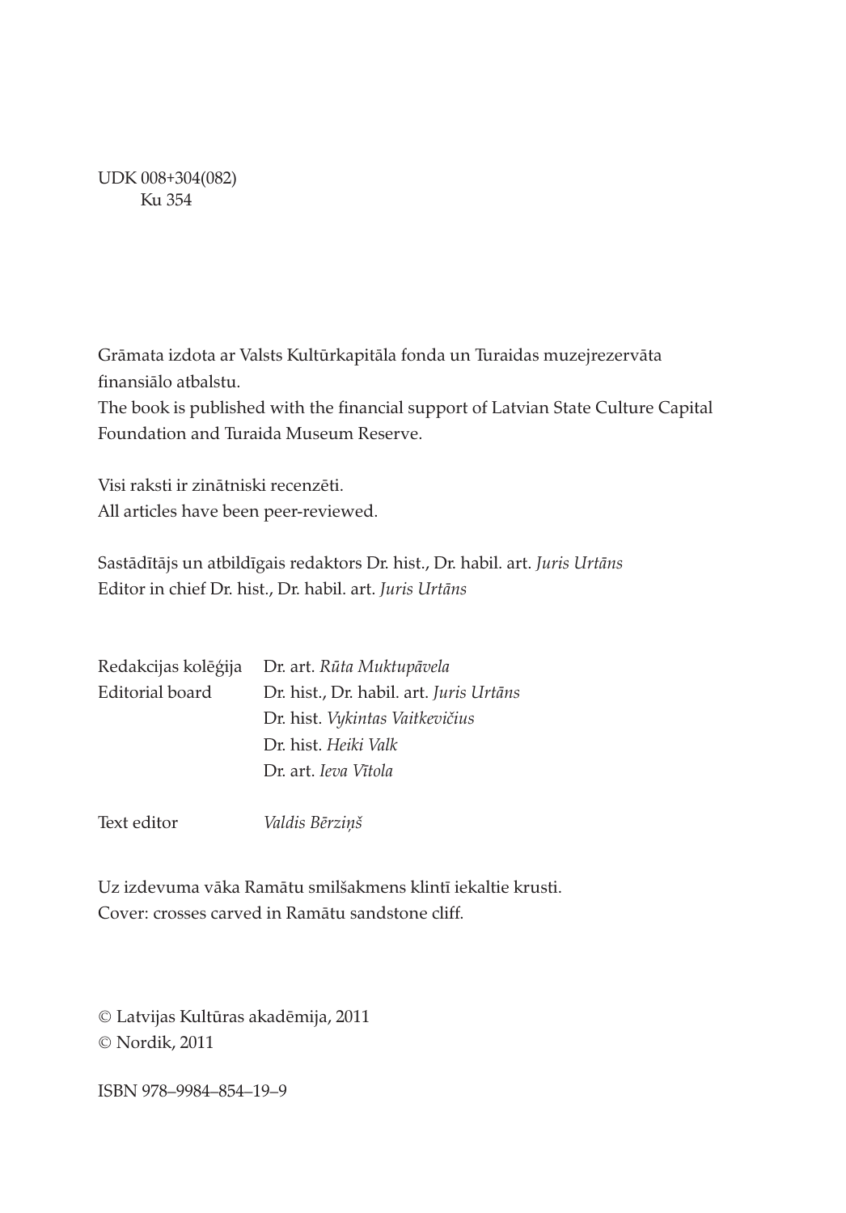UDK 008+304(082)
Ku 354

Grāmata izdota ar Valsts Kultūrkapitāla fonda un Turaidas muzejrezervāta finansiālo atbalstu.
The book is published with the financial support of Latvian State Culture Capital Foundation and Turaida Museum Reserve.

Visi raksti ir zinātniski recenzēti.
All articles have been peer-reviewed.

Sastādītājs un atbildīgais redaktors Dr. hist., Dr. habil. art. *Juris Urtāns*
Editor in chief Dr. hist., Dr. habil. art. *Juris Urtāns*

| | |
|---|---|
| Redakcijas kolēģija<br>Editorial board | Dr. art. *Rūta Muktupāvela*<br>Dr. hist., Dr. habil. art. *Juris Urtāns*<br>Dr. hist. *Vykintas Vaitkevičius*<br>Dr. hist. *Heiki Valk*<br>Dr. art. *Ieva Vītola* |
| Text editor | *Valdis Bērziņš* |

Uz izdevuma vāka Ramātu smilšakmens klintī iekaltie krusti.
Cover: crosses carved in Ramātu sandstone cliff.

© Latvijas Kultūras akadēmija, 2011
© Nordik, 2011

ISBN 978–9984–854–19–9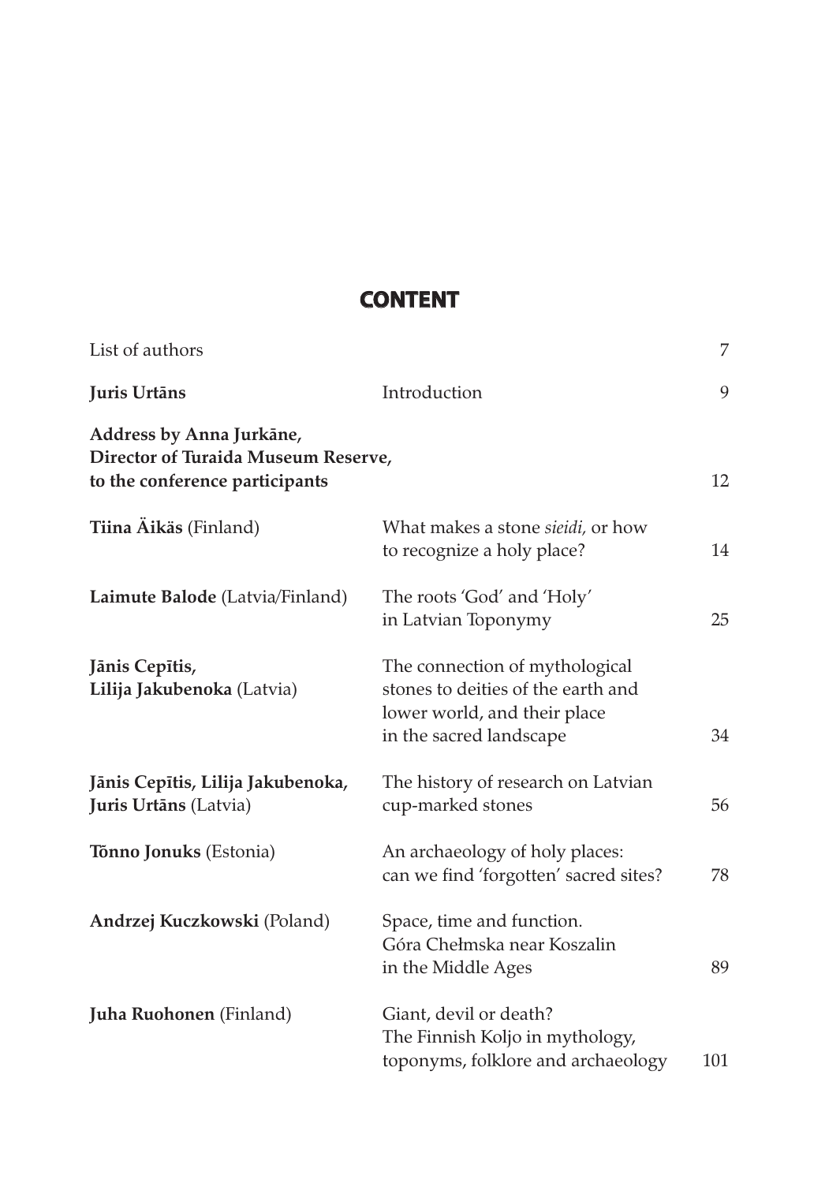# CONTENT

| | | |
|---|---|---|
| List of authors | | 7 |
| **Juris Urtāns** | Introduction | 9 |
| **Address by Anna Jurkāne, Director of Turaida Museum Reserve, to the conference participants** | | 12 |
| **Tiina Äikäs** (Finland) | What makes a stone *sieidi*, or how to recognize a holy place? | 14 |
| **Laimute Balode** (Latvia/Finland) | The roots 'God' and 'Holy' in Latvian Toponymy | 25 |
| **Jānis Cepītis, Lilija Jakubenoka** (Latvia) | The connection of mythological stones to deities of the earth and lower world, and their place in the sacred landscape | 34 |
| **Jānis Cepītis, Lilija Jakubenoka, Juris Urtāns** (Latvia) | The history of research on Latvian cup-marked stones | 56 |
| **Tõnno Jonuks** (Estonia) | An archaeology of holy places: can we find 'forgotten' sacred sites? | 78 |
| **Andrzej Kuczkowski** (Poland) | Space, time and function. Góra Chełmska near Koszalin in the Middle Ages | 89 |
| **Juha Ruohonen** (Finland) | Giant, devil or death? The Finnish Koljo in mythology, toponyms, folklore and archaeology | 101 |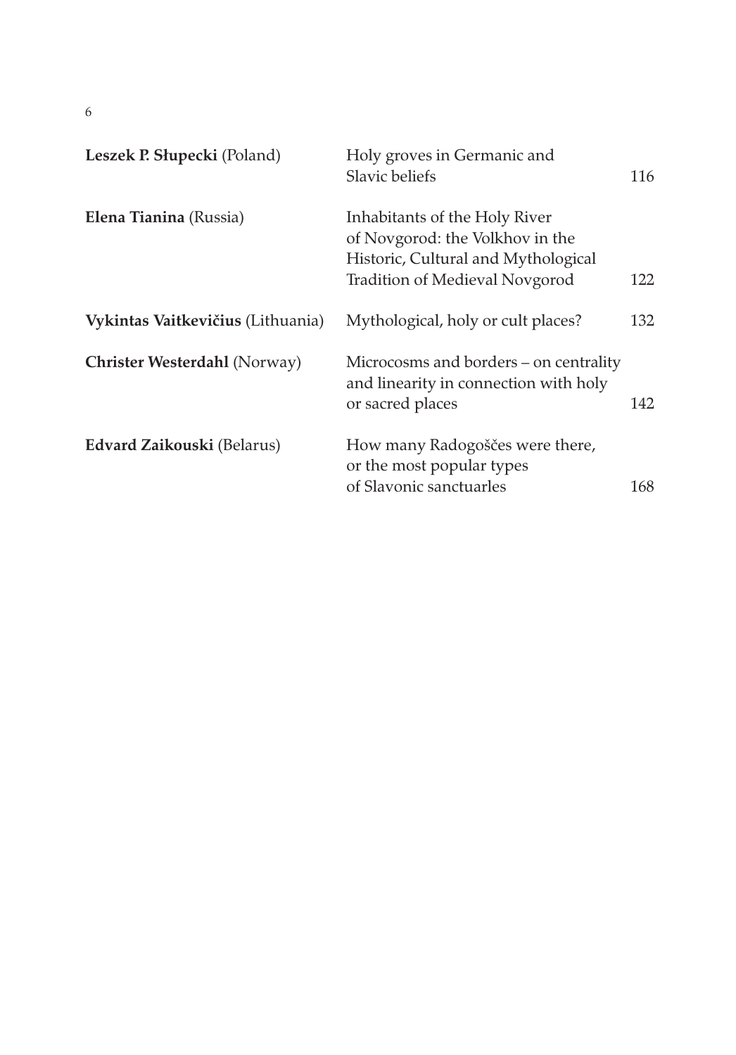| | | |
|---|---|---|
| **Leszek P. Słupecki** (Poland) | Holy groves in Germanic and Slavic beliefs | 116 |
| **Elena Tianina** (Russia) | Inhabitants of the Holy River of Novgorod: the Volkhov in the Historic, Cultural and Mythological Tradition of Medieval Novgorod | 122 |
| **Vykintas Vaitkevičius** (Lithuania) | Mythological, holy or cult places? | 132 |
| **Christer Westerdahl** (Norway) | Microcosms and borders – on centrality and linearity in connection with holy or sacred places | 142 |
| **Edvard Zaikouski** (Belarus) | How many Radogoščes were there, or the most popular types of Slavonic sanctuarles | 168 |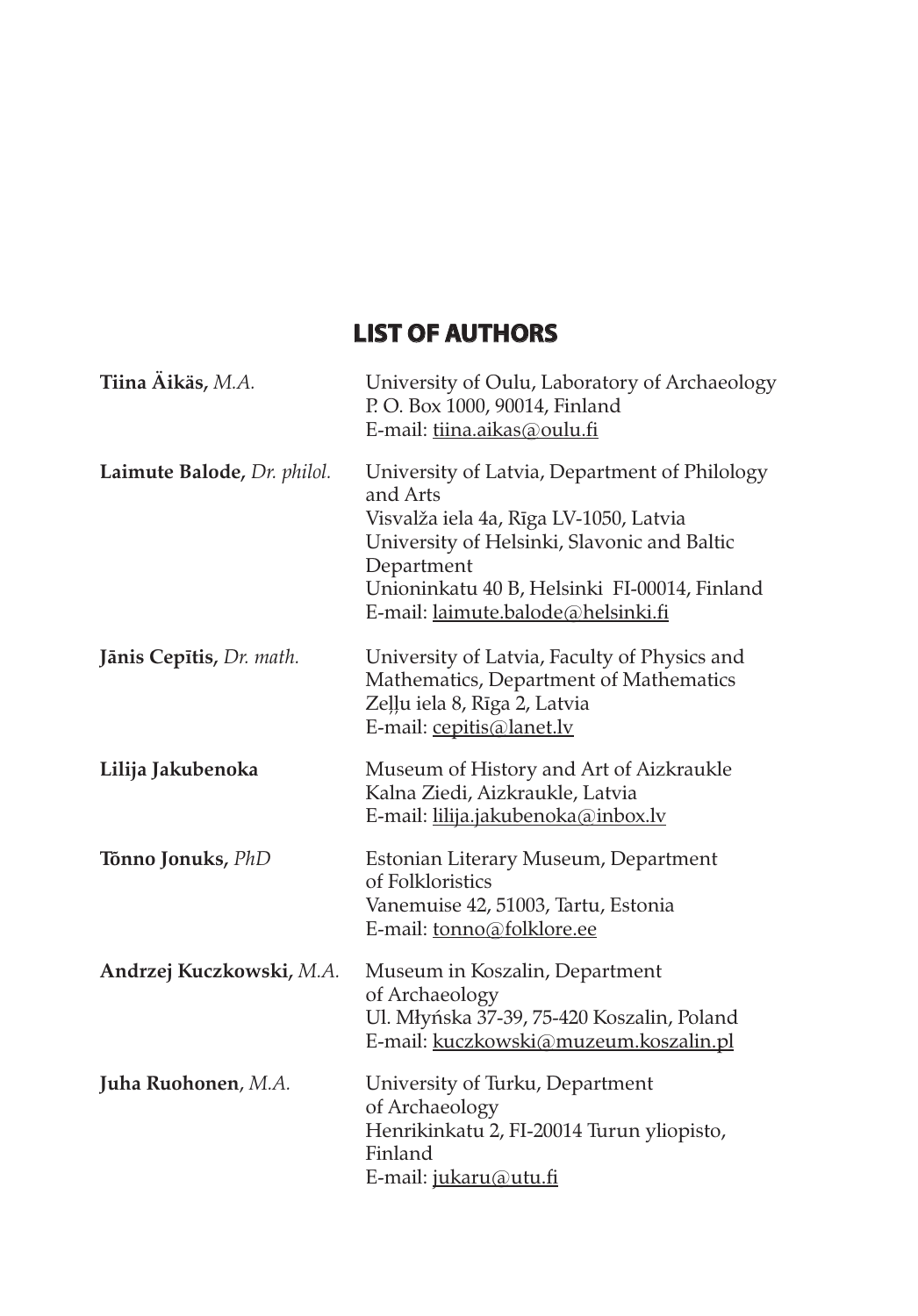# LIST OF AUTHORS

**Tiina Äikäs,** *M.A.*
University of Oulu, Laboratory of Archaeology
P. O. Box 1000, 90014, Finland
E-mail: tiina.aikas@oulu.fi

**Laimute Balode,** *Dr. philol.*
University of Latvia, Department of Philology and Arts
Visvalža iela 4a, Rīga LV-1050, Latvia
University of Helsinki, Slavonic and Baltic Department
Unioninkatu 40 B, Helsinki FI-00014, Finland
E-mail: laimute.balode@helsinki.fi

**Jānis Cepītis,** *Dr. math.*
University of Latvia, Faculty of Physics and Mathematics, Department of Mathematics
Zeļļu iela 8, Rīga 2, Latvia
E-mail: cepitis@lanet.lv

**Lilija Jakubenoka**
Museum of History and Art of Aizkraukle
Kalna Ziedi, Aizkraukle, Latvia
E-mail: lilija.jakubenoka@inbox.lv

**Tõnno Jonuks,** *PhD*
Estonian Literary Museum, Department of Folkloristics
Vanemuise 42, 51003, Tartu, Estonia
E-mail: tonno@folklore.ee

**Andrzej Kuczkowski,** *M.A.*
Museum in Koszalin, Department of Archaeology
Ul. Młyńska 37-39, 75-420 Koszalin, Poland
E-mail: kuczkowski@muzeum.koszalin.pl

**Juha Ruohonen**, *M.A.*
University of Turku, Department of Archaeology
Henrikinkatu 2, FI-20014 Turun yliopisto, Finland
E-mail: jukaru@utu.fi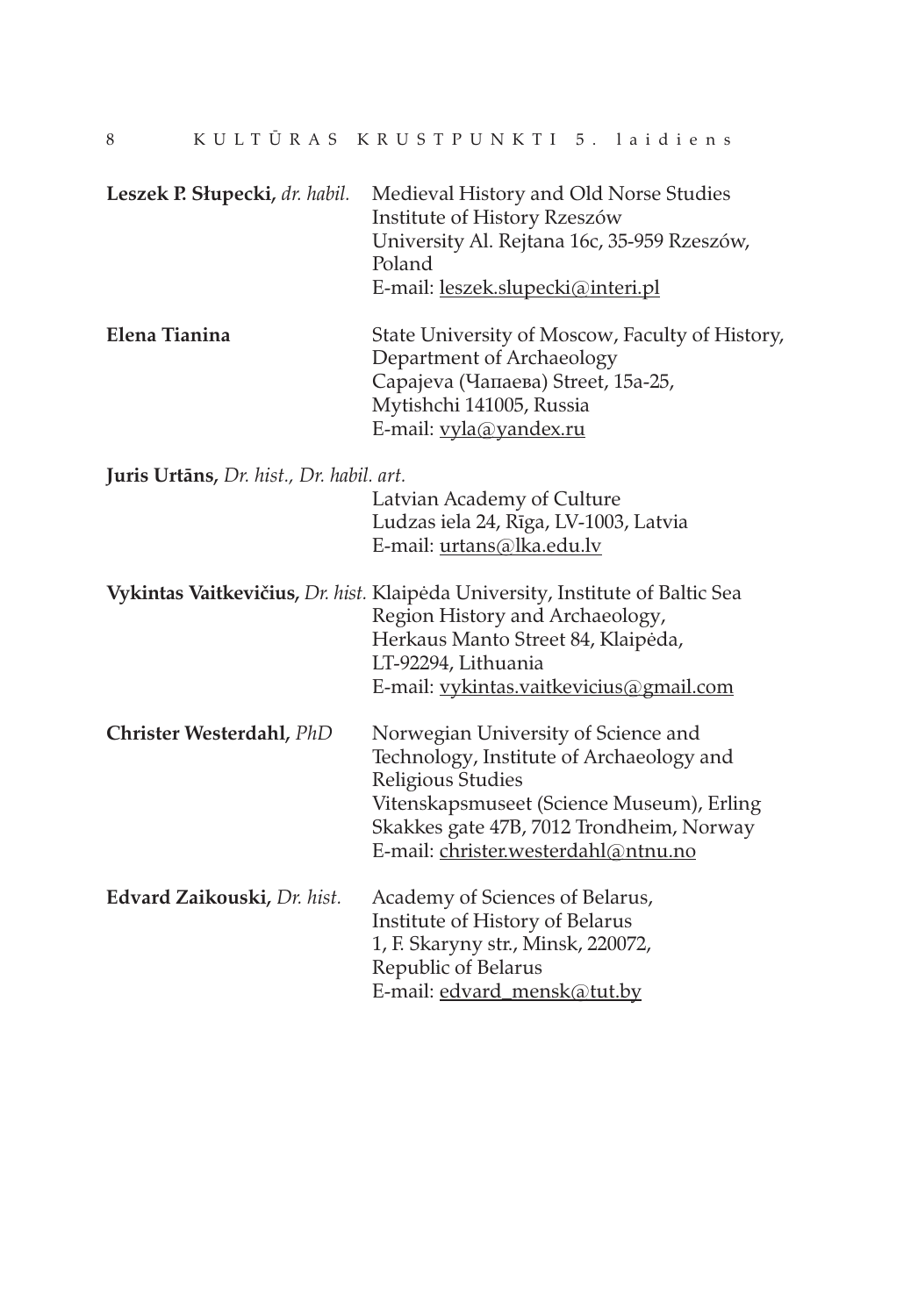**Leszek P. Słupecki,** *dr. habil.*
Medieval History and Old Norse Studies
Institute of History Rzeszów
University Al. Rejtana 16c, 35-959 Rzeszów, Poland
E-mail: leszek.slupecki@interi.pl

**Elena Tianina**
State University of Moscow, Faculty of History, Department of Archaeology
Capajeva (Чапаева) Street, 15a-25,
Mytishchi 141005, Russia
E-mail: vyla@yandex.ru

**Juris Urtāns,** *Dr. hist., Dr. habil. art.*
Latvian Academy of Culture
Ludzas iela 24, Rīga, LV-1003, Latvia
E-mail: urtans@lka.edu.lv

**Vykintas Vaitkevičius,** *Dr. hist.*
Klaipėda University, Institute of Baltic Sea Region History and Archaeology,
Herkaus Manto Street 84, Klaipėda,
LT-92294, Lithuania
E-mail: vykintas.vaitkevicius@gmail.com

**Christer Westerdahl,** *PhD*
Norwegian University of Science and Technology, Institute of Archaeology and Religious Studies
Vitenskapsmuseet (Science Museum), Erling Skakkes gate 47B, 7012 Trondheim, Norway
E-mail: christer.westerdahl@ntnu.no

**Edvard Zaikouski,** *Dr. hist.*
Academy of Sciences of Belarus,
Institute of History of Belarus
1, F. Skaryny str., Minsk, 220072,
Republic of Belarus
E-mail: edvard_mensk@tut.by